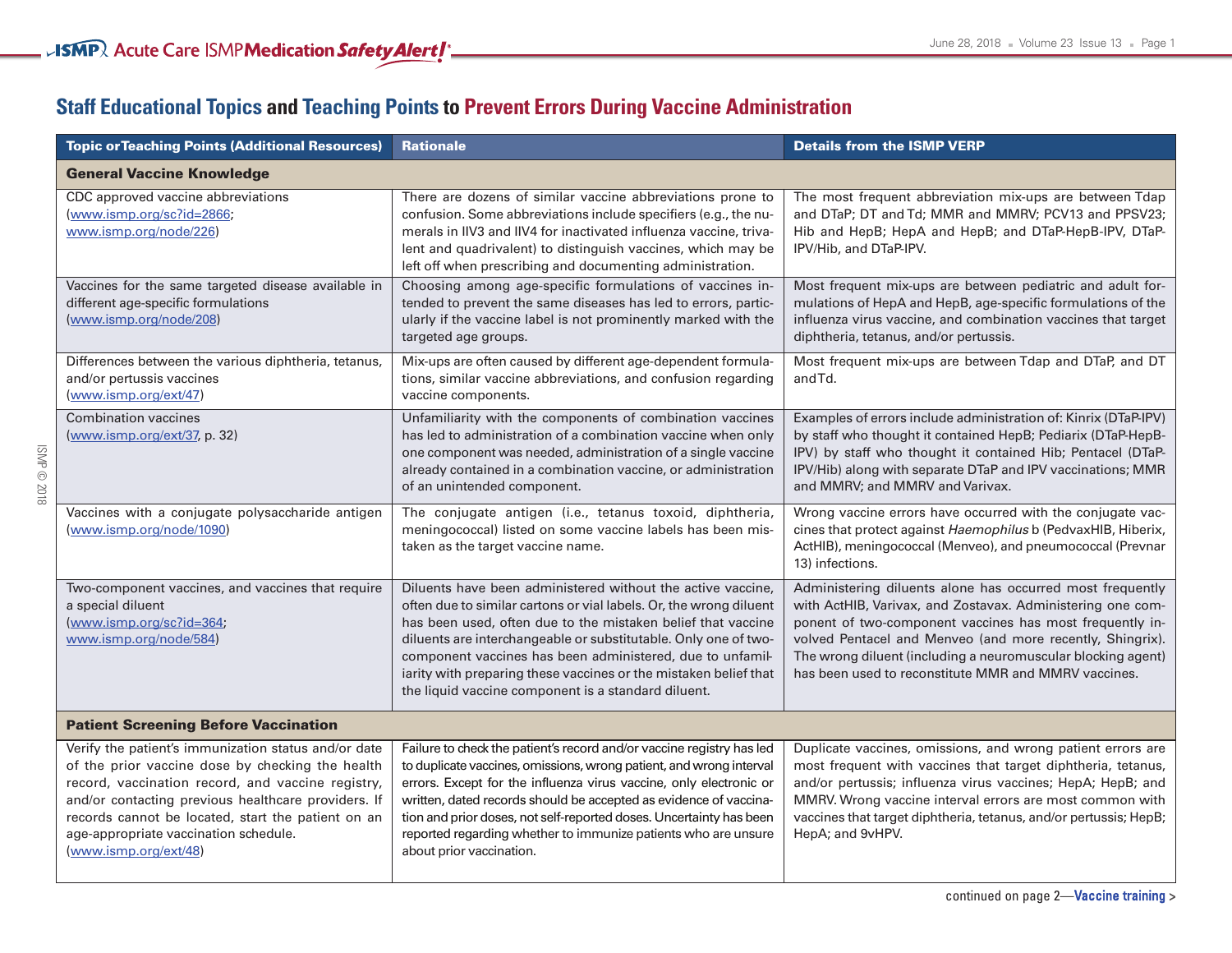# Staff Educational Topics and Teaching Points to Prevent Errors During Vaccine Administration

| Topic or Teaching Points (Additional Resources) | Rationale | Details from the ISMP VERP |
|---|---|---|
| **General Vaccine Knowledge** | | |
| CDC approved vaccine abbreviations (www.ismp.org/sc?id=2866; www.ismp.org/node/226) | There are dozens of similar vaccine abbreviations prone to confusion. Some abbreviations include specifiers (e.g., the numerals in IIV3 and IIV4 for inactivated influenza vaccine, trivalent and quadrivalent) to distinguish vaccines, which may be left off when prescribing and documenting administration. | The most frequent abbreviation mix-ups are between Tdap and DTaP; DT and Td; MMR and MMRV; PCV13 and PPSV23; Hib and HepB; HepA and HepB; and DTaP-HepB-IPV, DTaP-IPV/Hib, and DTaP-IPV. |
| Vaccines for the same targeted disease available in different age-specific formulations (www.ismp.org/node/208) | Choosing among age-specific formulations of vaccines intended to prevent the same diseases has led to errors, particularly if the vaccine label is not prominently marked with the targeted age groups. | Most frequent mix-ups are between pediatric and adult formulations of HepA and HepB, age-specific formulations of the influenza virus vaccine, and combination vaccines that target diphtheria, tetanus, and/or pertussis. |
| Differences between the various diphtheria, tetanus, and/or pertussis vaccines (www.ismp.org/ext/47) | Mix-ups are often caused by different age-dependent formulations, similar vaccine abbreviations, and confusion regarding vaccine components. | Most frequent mix-ups are between Tdap and DTaP, and DT and Td. |
| Combination vaccines (www.ismp.org/ext/37, p. 32) | Unfamiliarity with the components of combination vaccines has led to administration of a combination vaccine when only one component was needed, administration of a single vaccine already contained in a combination vaccine, or administration of an unintended component. | Examples of errors include administration of: Kinrix (DTaP-IPV) by staff who thought it contained HepB; Pediarix (DTaP-HepB-IPV) by staff who thought it contained Hib; Pentacel (DTaP-IPV/Hib) along with separate DTaP and IPV vaccinations; MMR and MMRV; and MMRV and Varivax. |
| Vaccines with a conjugate polysaccharide antigen (www.ismp.org/node/1090) | The conjugate antigen (i.e., tetanus toxoid, diphtheria, meningococcal) listed on some vaccine labels has been mistaken as the target vaccine name. | Wrong vaccine errors have occurred with the conjugate vaccines that protect against *Haemophilus* b (PedvaxHIB, Hiberix, ActHIB), meningococcal (Menveo), and pneumococcal (Prevnar 13) infections. |
| Two-component vaccines, and vaccines that require a special diluent (www.ismp.org/sc?id=364; www.ismp.org/node/584) | Diluents have been administered without the active vaccine, often due to similar cartons or vial labels. Or, the wrong diluent has been used, often due to the mistaken belief that vaccine diluents are interchangeable or substitutable. Only one of two-component vaccines has been administered, due to unfamiliarity with preparing these vaccines or the mistaken belief that the liquid vaccine component is a standard diluent. | Administering diluents alone has occurred most frequently with ActHIB, Varivax, and Zostavax. Administering one component of two-component vaccines has most frequently involved Pentacel and Menveo (and more recently, Shingrix). The wrong diluent (including a neuromuscular blocking agent) has been used to reconstitute MMR and MMRV vaccines. |
| **Patient Screening Before Vaccination** | | |
| Verify the patient's immunization status and/or date of the prior vaccine dose by checking the health record, vaccination record, and vaccine registry, and/or contacting previous healthcare providers. If records cannot be located, start the patient on an age-appropriate vaccination schedule. (www.ismp.org/ext/48) | Failure to check the patient's record and/or vaccine registry has led to duplicate vaccines, omissions, wrong patient, and wrong interval errors. Except for the influenza virus vaccine, only electronic or written, dated records should be accepted as evidence of vaccination and prior doses, not self-reported doses. Uncertainty has been reported regarding whether to immunize patients who are unsure about prior vaccination. | Duplicate vaccines, omissions, and wrong patient errors are most frequent with vaccines that target diphtheria, tetanus, and/or pertussis; influenza virus vaccines; HepA; HepB; and MMRV. Wrong vaccine interval errors are most common with vaccines that target diphtheria, tetanus, and/or pertussis; HepB; HepA; and 9vHPV. |

continued on page 2—Vaccine training >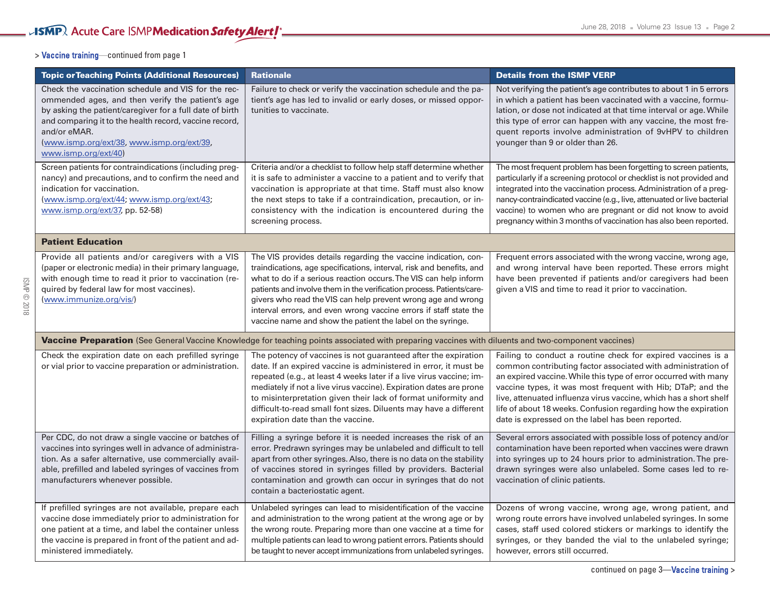> **Vaccine training**—continued from page 1

| Topic or Teaching Points (Additional Resources) | Rationale | Details from the ISMP VERP |
|---|---|---|
| Check the vaccination schedule and VIS for the recommended ages, and then verify the patient's age by asking the patient/caregiver for a full date of birth and comparing it to the health record, vaccine record, and/or eMAR. (www.ismp.org/ext/38, www.ismp.org/ext/39, www.ismp.org/ext/40) | Failure to check or verify the vaccination schedule and the patient's age has led to invalid or early doses, or missed opportunities to vaccinate. | Not verifying the patient's age contributes to about 1 in 5 errors in which a patient has been vaccinated with a vaccine, formulation, or dose not indicated at that time interval or age. While this type of error can happen with any vaccine, the most frequent reports involve administration of 9vHPV to children younger than 9 or older than 26. |
| Screen patients for contraindications (including pregnancy) and precautions, and to confirm the need and indication for vaccination. (www.ismp.org/ext/44; www.ismp.org/ext/43; www.ismp.org/ext/37, pp. 52-58) | Criteria and/or a checklist to follow help staff determine whether it is safe to administer a vaccine to a patient and to verify that vaccination is appropriate at that time. Staff must also know the next steps to take if a contraindication, precaution, or inconsistency with the indication is encountered during the screening process. | The most frequent problem has been forgetting to screen patients, particularly if a screening protocol or checklist is not provided and integrated into the vaccination process. Administration of a pregnancy-contraindicated vaccine (e.g., live, attenuated or live bacterial vaccine) to women who are pregnant or did not know to avoid pregnancy within 3 months of vaccination has also been reported. |
| **Patient Education** | | |
| Provide all patients and/or caregivers with a VIS (paper or electronic media) in their primary language, with enough time to read it prior to vaccination (required by federal law for most vaccines). (www.immunize.org/vis/) | The VIS provides details regarding the vaccine indication, contraindications, age specifications, interval, risk and benefits, and what to do if a serious reaction occurs. The VIS can help inform patients and involve them in the verification process. Patients/caregivers who read the VIS can help prevent wrong age and wrong interval errors, and even wrong vaccine errors if staff state the vaccine name and show the patient the label on the syringe. | Frequent errors associated with the wrong vaccine, wrong age, and wrong interval have been reported. These errors might have been prevented if patients and/or caregivers had been given a VIS and time to read it prior to vaccination. |
| **Vaccine Preparation** (See General Vaccine Knowledge for teaching points associated with preparing vaccines with diluents and two-component vaccines) | | |
| Check the expiration date on each prefilled syringe or vial prior to vaccine preparation or administration. | The potency of vaccines is not guaranteed after the expiration date. If an expired vaccine is administered in error, it must be repeated (e.g., at least 4 weeks later if a live virus vaccine; immediately if not a live virus vaccine). Expiration dates are prone to misinterpretation given their lack of format uniformity and difficult-to-read small font sizes. Diluents may have a different expiration date than the vaccine. | Failing to conduct a routine check for expired vaccines is a common contributing factor associated with administration of an expired vaccine. While this type of error occurred with many vaccine types, it was most frequent with Hib; DTaP; and the live, attenuated influenza virus vaccine, which has a short shelf life of about 18 weeks. Confusion regarding how the expiration date is expressed on the label has been reported. |
| Per CDC, do not draw a single vaccine or batches of vaccines into syringes well in advance of administration. As a safer alternative, use commercially available, prefilled and labeled syringes of vaccines from manufacturers whenever possible. | Filling a syringe before it is needed increases the risk of an error. Predrawn syringes may be unlabeled and difficult to tell apart from other syringes. Also, there is no data on the stability of vaccines stored in syringes filled by providers. Bacterial contamination and growth can occur in syringes that do not contain a bacteriostatic agent. | Several errors associated with possible loss of potency and/or contamination have been reported when vaccines were drawn into syringes up to 24 hours prior to administration. The predrawn syringes were also unlabeled. Some cases led to revaccination of clinic patients. |
| If prefilled syringes are not available, prepare each vaccine dose immediately prior to administration for one patient at a time, and label the container unless the vaccine is prepared in front of the patient and administered immediately. | Unlabeled syringes can lead to misidentification of the vaccine and administration to the wrong patient at the wrong age or by the wrong route. Preparing more than one vaccine at a time for multiple patients can lead to wrong patient errors. Patients should be taught to never accept immunizations from unlabeled syringes. | Dozens of wrong vaccine, wrong age, wrong patient, and wrong route errors have involved unlabeled syringes. In some cases, staff used colored stickers or markings to identify the syringes, or they banded the vial to the unlabeled syringe; however, errors still occurred. |

continued on page 3—**Vaccine training** >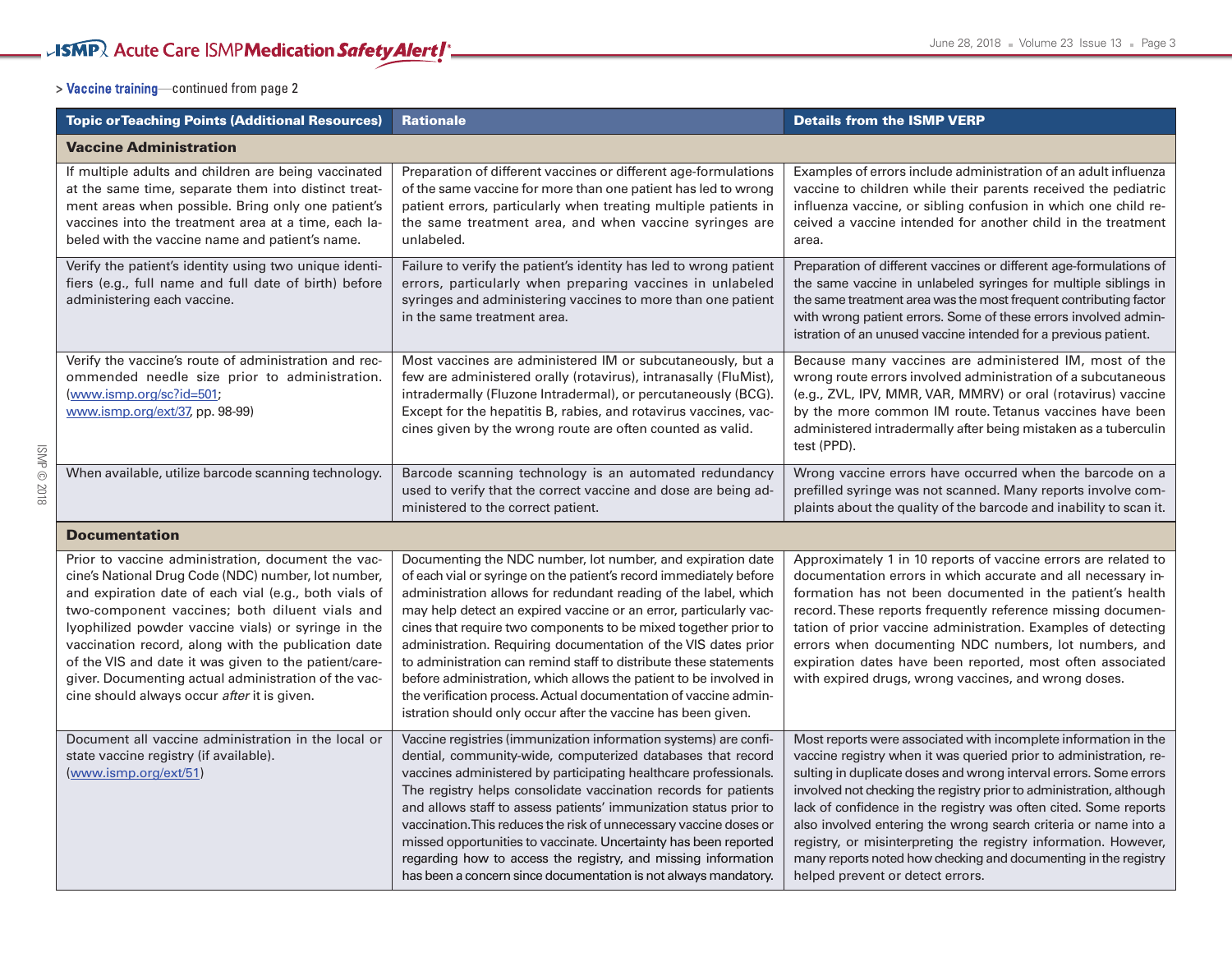> **Vaccine training**—continued from page 2

| Topic or Teaching Points (Additional Resources) | Rationale | Details from the ISMP VERP |
|---|---|---|
| **Vaccine Administration** | | |
| If multiple adults and children are being vaccinated at the same time, separate them into distinct treatment areas when possible. Bring only one patient's vaccines into the treatment area at a time, each labeled with the vaccine name and patient's name. | Preparation of different vaccines or different age-formulations of the same vaccine for more than one patient has led to wrong patient errors, particularly when treating multiple patients in the same treatment area, and when vaccine syringes are unlabeled. | Examples of errors include administration of an adult influenza vaccine to children while their parents received the pediatric influenza vaccine, or sibling confusion in which one child received a vaccine intended for another child in the treatment area. |
| Verify the patient's identity using two unique identifiers (e.g., full name and full date of birth) before administering each vaccine. | Failure to verify the patient's identity has led to wrong patient errors, particularly when preparing vaccines in unlabeled syringes and administering vaccines to more than one patient in the same treatment area. | Preparation of different vaccines or different age-formulations of the same vaccine in unlabeled syringes for multiple siblings in the same treatment area was the most frequent contributing factor with wrong patient errors. Some of these errors involved administration of an unused vaccine intended for a previous patient. |
| Verify the vaccine's route of administration and recommended needle size prior to administration. (www.ismp.org/sc?id=501; www.ismp.org/ext/37, pp. 98-99) | Most vaccines are administered IM or subcutaneously, but a few are administered orally (rotavirus), intranasally (FluMist), intradermally (Fluzone Intradermal), or percutaneously (BCG). Except for the hepatitis B, rabies, and rotavirus vaccines, vaccines given by the wrong route are often counted as valid. | Because many vaccines are administered IM, most of the wrong route errors involved administration of a subcutaneous (e.g., ZVL, IPV, MMR, VAR, MMRV) or oral (rotavirus) vaccine by the more common IM route. Tetanus vaccines have been administered intradermally after being mistaken as a tuberculin test (PPD). |
| When available, utilize barcode scanning technology. | Barcode scanning technology is an automated redundancy used to verify that the correct vaccine and dose are being administered to the correct patient. | Wrong vaccine errors have occurred when the barcode on a prefilled syringe was not scanned. Many reports involve complaints about the quality of the barcode and inability to scan it. |
| **Documentation** | | |
| Prior to vaccine administration, document the vaccine's National Drug Code (NDC) number, lot number, and expiration date of each vial (e.g., both vials of two-component vaccines; both diluent vials and lyophilized powder vaccine vials) or syringe in the vaccination record, along with the publication date of the VIS and date it was given to the patient/caregiver. Documenting actual administration of the vaccine should always occur *after* it is given. | Documenting the NDC number, lot number, and expiration date of each vial or syringe on the patient's record immediately before administration allows for redundant reading of the label, which may help detect an expired vaccine or an error, particularly vaccines that require two components to be mixed together prior to administration. Requiring documentation of the VIS dates prior to administration can remind staff to distribute these statements before administration, which allows the patient to be involved in the verification process. Actual documentation of vaccine administration should only occur after the vaccine has been given. | Approximately 1 in 10 reports of vaccine errors are related to documentation errors in which accurate and all necessary information has not been documented in the patient's health record. These reports frequently reference missing documentation of prior vaccine administration. Examples of detecting errors when documenting NDC numbers, lot numbers, and expiration dates have been reported, most often associated with expired drugs, wrong vaccines, and wrong doses. |
| Document all vaccine administration in the local or state vaccine registry (if available). (www.ismp.org/ext/51) | Vaccine registries (immunization information systems) are confidential, community-wide, computerized databases that record vaccines administered by participating healthcare professionals. The registry helps consolidate vaccination records for patients and allows staff to assess patients' immunization status prior to vaccination. This reduces the risk of unnecessary vaccine doses or missed opportunities to vaccinate. Uncertainty has been reported regarding how to access the registry, and missing information has been a concern since documentation is not always mandatory. | Most reports were associated with incomplete information in the vaccine registry when it was queried prior to administration, resulting in duplicate doses and wrong interval errors. Some errors involved not checking the registry prior to administration, although lack of confidence in the registry was often cited. Some reports also involved entering the wrong search criteria or name into a registry, or misinterpreting the registry information. However, many reports noted how checking and documenting in the registry helped prevent or detect errors. |

ISMP © 2018